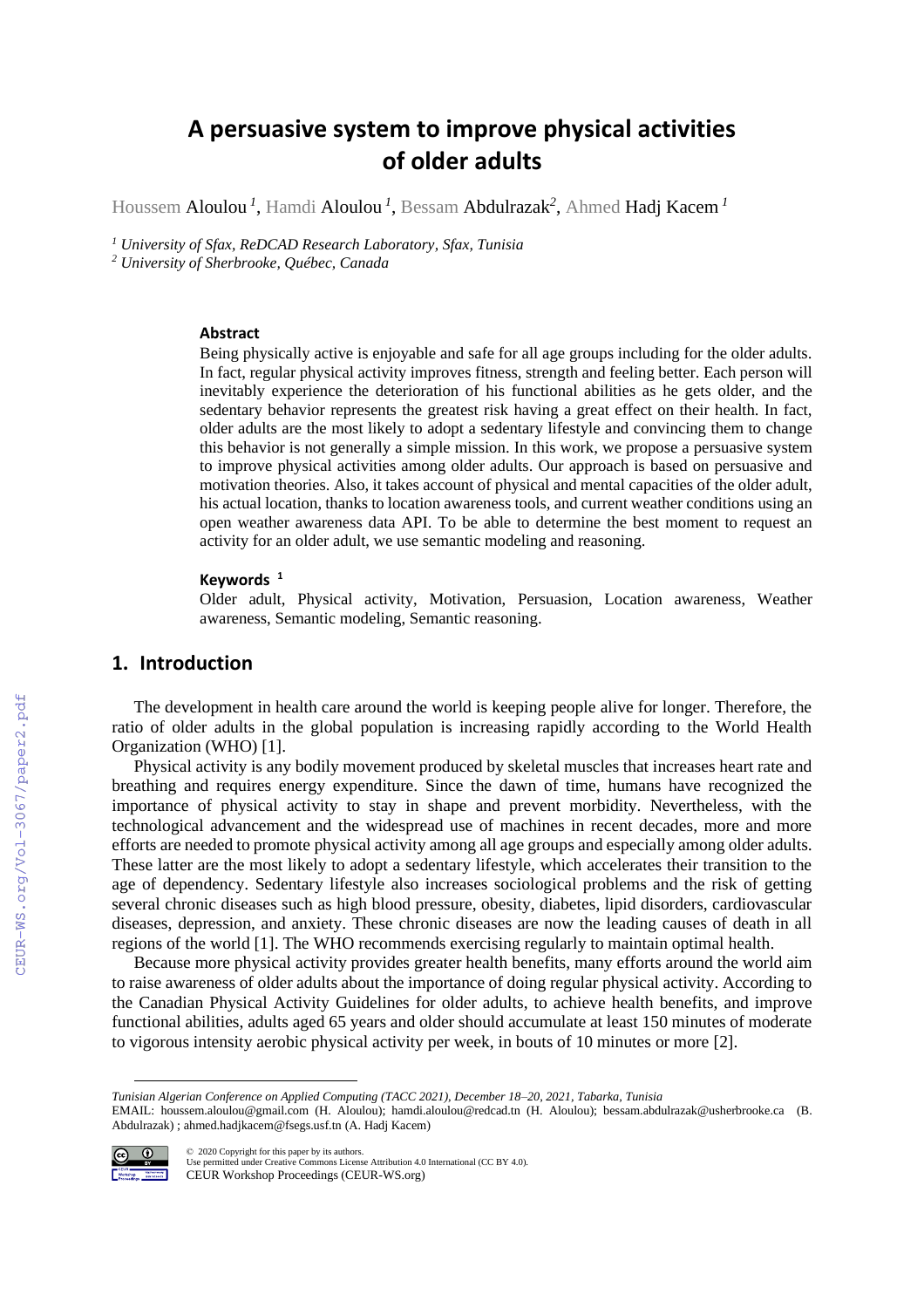# A persuasive system to improve physical activities of older adults

Houssem Aloulou [1], Hamdi Aloulou [1], Bessam Abdulrazak[2], Ahmed Hadj Kacem [1]

[1] *University of Sfax, ReDCAD Research Laboratory, Sfax, Tunisia*
[2] *University of Sherbrooke, Québec, Canada*

### Abstract

Being physically active is enjoyable and safe for all age groups including for the older adults. In fact, regular physical activity improves fitness, strength and feeling better. Each person will inevitably experience the deterioration of his functional abilities as he gets older, and the sedentary behavior represents the greatest risk having a great effect on their health. In fact, older adults are the most likely to adopt a sedentary lifestyle and convincing them to change this behavior is not generally a simple mission. In this work, we propose a persuasive system to improve physical activities among older adults. Our approach is based on persuasive and motivation theories. Also, it takes account of physical and mental capacities of the older adult, his actual location, thanks to location awareness tools, and current weather conditions using an open weather awareness data API. To be able to determine the best moment to request an activity for an older adult, we use semantic modeling and reasoning.

### Keywords [1]

Older adult, Physical activity, Motivation, Persuasion, Location awareness, Weather awareness, Semantic modeling, Semantic reasoning.

## 1. Introduction

The development in health care around the world is keeping people alive for longer. Therefore, the ratio of older adults in the global population is increasing rapidly according to the World Health Organization (WHO) [1].

Physical activity is any bodily movement produced by skeletal muscles that increases heart rate and breathing and requires energy expenditure. Since the dawn of time, humans have recognized the importance of physical activity to stay in shape and prevent morbidity. Nevertheless, with the technological advancement and the widespread use of machines in recent decades, more and more efforts are needed to promote physical activity among all age groups and especially among older adults. These latter are the most likely to adopt a sedentary lifestyle, which accelerates their transition to the age of dependency. Sedentary lifestyle also increases sociological problems and the risk of getting several chronic diseases such as high blood pressure, obesity, diabetes, lipid disorders, cardiovascular diseases, depression, and anxiety. These chronic diseases are now the leading causes of death in all regions of the world [1]. The WHO recommends exercising regularly to maintain optimal health.

Because more physical activity provides greater health benefits, many efforts around the world aim to raise awareness of older adults about the importance of doing regular physical activity. According to the Canadian Physical Activity Guidelines for older adults, to achieve health benefits, and improve functional abilities, adults aged 65 years and older should accumulate at least 150 minutes of moderate to vigorous intensity aerobic physical activity per week, in bouts of 10 minutes or more [2].

---

*Tunisian Algerian Conference on Applied Computing (TACC 2021), December 18–20, 2021, Tabarka, Tunisia*
EMAIL: houssem.aloulou@gmail.com (H. Aloulou); hamdi.aloulou@redcad.tn (H. Aloulou); bessam.abdulrazak@usherbrooke.ca (B. Abdulrazak) ; ahmed.hadjkacem@fsegs.usf.tn (A. Hadj Kacem)

© 2020 Copyright for this paper by its authors.
Use permitted under Creative Commons License Attribution 4.0 International (CC BY 4.0).
CEUR Workshop Proceedings (CEUR-WS.org)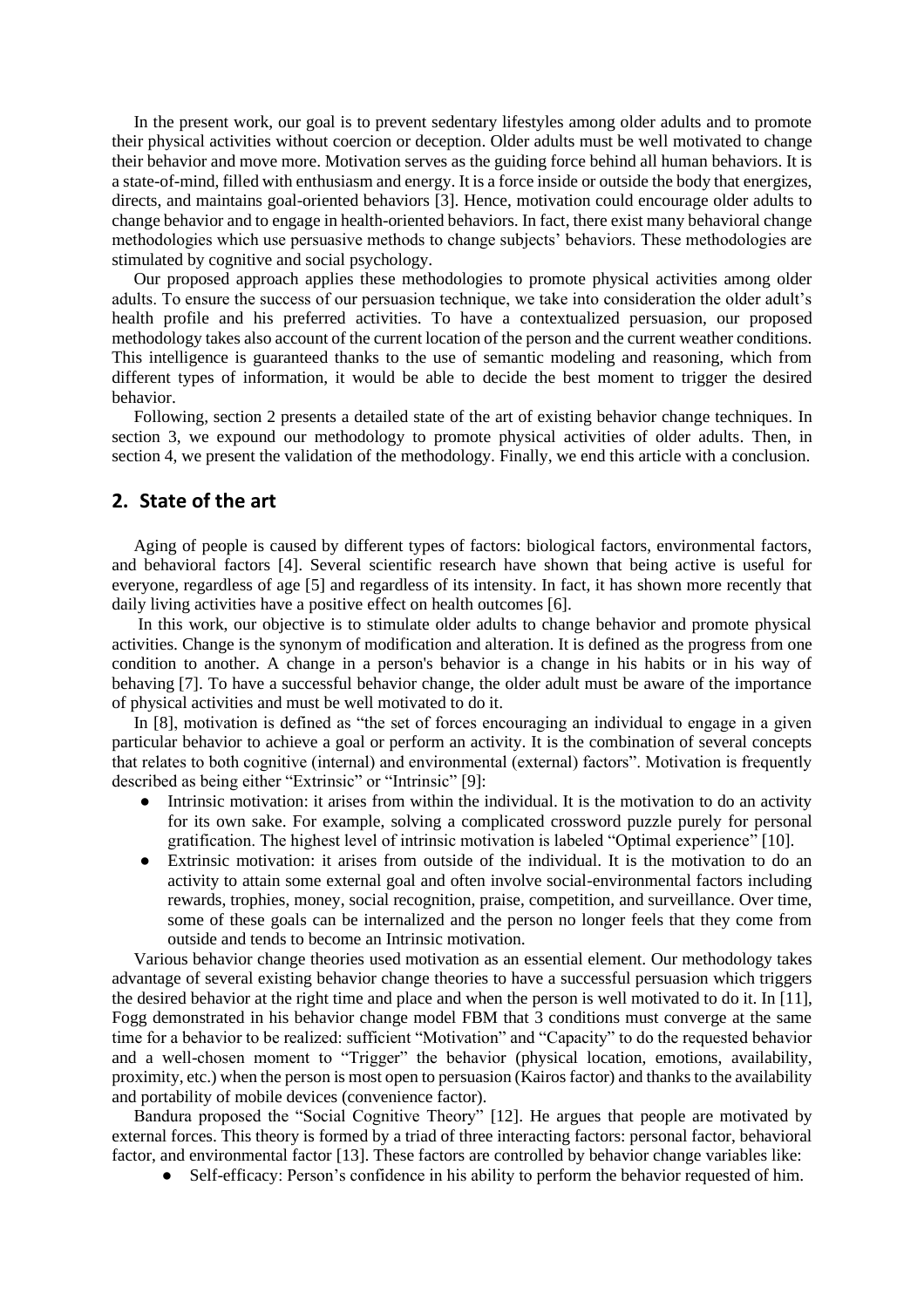In the present work, our goal is to prevent sedentary lifestyles among older adults and to promote their physical activities without coercion or deception. Older adults must be well motivated to change their behavior and move more. Motivation serves as the guiding force behind all human behaviors. It is a state-of-mind, filled with enthusiasm and energy. It is a force inside or outside the body that energizes, directs, and maintains goal-oriented behaviors [3]. Hence, motivation could encourage older adults to change behavior and to engage in health-oriented behaviors. In fact, there exist many behavioral change methodologies which use persuasive methods to change subjects' behaviors. These methodologies are stimulated by cognitive and social psychology.

Our proposed approach applies these methodologies to promote physical activities among older adults. To ensure the success of our persuasion technique, we take into consideration the older adult's health profile and his preferred activities. To have a contextualized persuasion, our proposed methodology takes also account of the current location of the person and the current weather conditions. This intelligence is guaranteed thanks to the use of semantic modeling and reasoning, which from different types of information, it would be able to decide the best moment to trigger the desired behavior.

Following, section 2 presents a detailed state of the art of existing behavior change techniques. In section 3, we expound our methodology to promote physical activities of older adults. Then, in section 4, we present the validation of the methodology. Finally, we end this article with a conclusion.

## 2. State of the art

Aging of people is caused by different types of factors: biological factors, environmental factors, and behavioral factors [4]. Several scientific research have shown that being active is useful for everyone, regardless of age [5] and regardless of its intensity. In fact, it has shown more recently that daily living activities have a positive effect on health outcomes [6].

In this work, our objective is to stimulate older adults to change behavior and promote physical activities. Change is the synonym of modification and alteration. It is defined as the progress from one condition to another. A change in a person's behavior is a change in his habits or in his way of behaving [7]. To have a successful behavior change, the older adult must be aware of the importance of physical activities and must be well motivated to do it.

In [8], motivation is defined as "the set of forces encouraging an individual to engage in a given particular behavior to achieve a goal or perform an activity. It is the combination of several concepts that relates to both cognitive (internal) and environmental (external) factors". Motivation is frequently described as being either "Extrinsic" or "Intrinsic" [9]:

- Intrinsic motivation: it arises from within the individual. It is the motivation to do an activity for its own sake. For example, solving a complicated crossword puzzle purely for personal gratification. The highest level of intrinsic motivation is labeled "Optimal experience" [10].
- Extrinsic motivation: it arises from outside of the individual. It is the motivation to do an activity to attain some external goal and often involve social-environmental factors including rewards, trophies, money, social recognition, praise, competition, and surveillance. Over time, some of these goals can be internalized and the person no longer feels that they come from outside and tends to become an Intrinsic motivation.

Various behavior change theories used motivation as an essential element. Our methodology takes advantage of several existing behavior change theories to have a successful persuasion which triggers the desired behavior at the right time and place and when the person is well motivated to do it. In [11], Fogg demonstrated in his behavior change model FBM that 3 conditions must converge at the same time for a behavior to be realized: sufficient "Motivation" and "Capacity" to do the requested behavior and a well-chosen moment to "Trigger" the behavior (physical location, emotions, availability, proximity, etc.) when the person is most open to persuasion (Kairos factor) and thanks to the availability and portability of mobile devices (convenience factor).

Bandura proposed the "Social Cognitive Theory" [12]. He argues that people are motivated by external forces. This theory is formed by a triad of three interacting factors: personal factor, behavioral factor, and environmental factor [13]. These factors are controlled by behavior change variables like:

- Self-efficacy: Person's confidence in his ability to perform the behavior requested of him.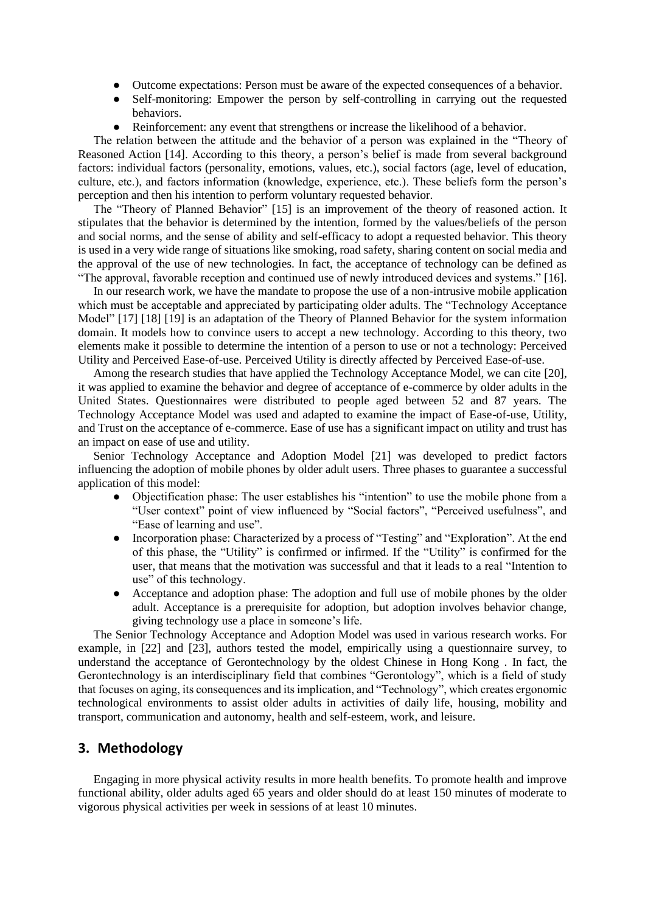- Outcome expectations: Person must be aware of the expected consequences of a behavior.
- Self-monitoring: Empower the person by self-controlling in carrying out the requested behaviors.
- Reinforcement: any event that strengthens or increase the likelihood of a behavior.

The relation between the attitude and the behavior of a person was explained in the "Theory of Reasoned Action [14]. According to this theory, a person's belief is made from several background factors: individual factors (personality, emotions, values, etc.), social factors (age, level of education, culture, etc.), and factors information (knowledge, experience, etc.). These beliefs form the person's perception and then his intention to perform voluntary requested behavior.

The "Theory of Planned Behavior" [15] is an improvement of the theory of reasoned action. It stipulates that the behavior is determined by the intention, formed by the values/beliefs of the person and social norms, and the sense of ability and self-efficacy to adopt a requested behavior. This theory is used in a very wide range of situations like smoking, road safety, sharing content on social media and the approval of the use of new technologies. In fact, the acceptance of technology can be defined as "The approval, favorable reception and continued use of newly introduced devices and systems." [16].

In our research work, we have the mandate to propose the use of a non-intrusive mobile application which must be acceptable and appreciated by participating older adults. The "Technology Acceptance Model" [17] [18] [19] is an adaptation of the Theory of Planned Behavior for the system information domain. It models how to convince users to accept a new technology. According to this theory, two elements make it possible to determine the intention of a person to use or not a technology: Perceived Utility and Perceived Ease-of-use. Perceived Utility is directly affected by Perceived Ease-of-use.

Among the research studies that have applied the Technology Acceptance Model, we can cite [20], it was applied to examine the behavior and degree of acceptance of e-commerce by older adults in the United States. Questionnaires were distributed to people aged between 52 and 87 years. The Technology Acceptance Model was used and adapted to examine the impact of Ease-of-use, Utility, and Trust on the acceptance of e-commerce. Ease of use has a significant impact on utility and trust has an impact on ease of use and utility.

Senior Technology Acceptance and Adoption Model [21] was developed to predict factors influencing the adoption of mobile phones by older adult users. Three phases to guarantee a successful application of this model:

- Objectification phase: The user establishes his "intention" to use the mobile phone from a "User context" point of view influenced by "Social factors", "Perceived usefulness", and "Ease of learning and use".
- Incorporation phase: Characterized by a process of "Testing" and "Exploration". At the end of this phase, the "Utility" is confirmed or infirmed. If the "Utility" is confirmed for the user, that means that the motivation was successful and that it leads to a real "Intention to use" of this technology.
- Acceptance and adoption phase: The adoption and full use of mobile phones by the older adult. Acceptance is a prerequisite for adoption, but adoption involves behavior change, giving technology use a place in someone's life.

The Senior Technology Acceptance and Adoption Model was used in various research works. For example, in [22] and [23], authors tested the model, empirically using a questionnaire survey, to understand the acceptance of Gerontechnology by the oldest Chinese in Hong Kong . In fact, the Gerontechnology is an interdisciplinary field that combines "Gerontology", which is a field of study that focuses on aging, its consequences and its implication, and "Technology", which creates ergonomic technological environments to assist older adults in activities of daily life, housing, mobility and transport, communication and autonomy, health and self-esteem, work, and leisure.

## 3. Methodology

Engaging in more physical activity results in more health benefits. To promote health and improve functional ability, older adults aged 65 years and older should do at least 150 minutes of moderate to vigorous physical activities per week in sessions of at least 10 minutes.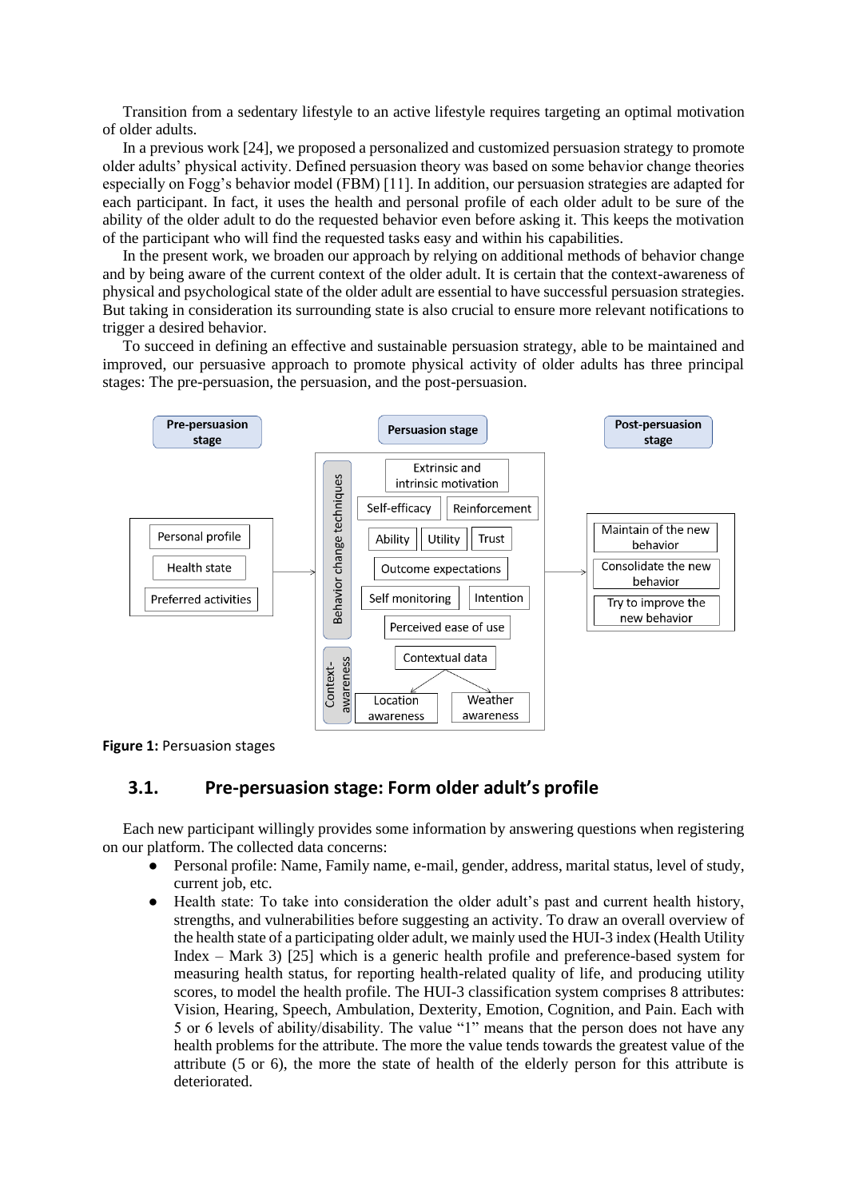Transition from a sedentary lifestyle to an active lifestyle requires targeting an optimal motivation of older adults.

In a previous work [24], we proposed a personalized and customized persuasion strategy to promote older adults' physical activity. Defined persuasion theory was based on some behavior change theories especially on Fogg's behavior model (FBM) [11]. In addition, our persuasion strategies are adapted for each participant. In fact, it uses the health and personal profile of each older adult to be sure of the ability of the older adult to do the requested behavior even before asking it. This keeps the motivation of the participant who will find the requested tasks easy and within his capabilities.

In the present work, we broaden our approach by relying on additional methods of behavior change and by being aware of the current context of the older adult. It is certain that the context-awareness of physical and psychological state of the older adult are essential to have successful persuasion strategies. But taking in consideration its surrounding state is also crucial to ensure more relevant notifications to trigger a desired behavior.

To succeed in defining an effective and sustainable persuasion strategy, able to be maintained and improved, our persuasive approach to promote physical activity of older adults has three principal stages: The pre-persuasion, the persuasion, and the post-persuasion.

**Figure 1:** Persuasion stages

## 3.1. Pre-persuasion stage: Form older adult's profile

Each new participant willingly provides some information by answering questions when registering on our platform. The collected data concerns:

- Personal profile: Name, Family name, e-mail, gender, address, marital status, level of study, current job, etc.
- Health state: To take into consideration the older adult's past and current health history, strengths, and vulnerabilities before suggesting an activity. To draw an overall overview of the health state of a participating older adult, we mainly used the HUI-3 index (Health Utility Index – Mark 3) [25] which is a generic health profile and preference-based system for measuring health status, for reporting health-related quality of life, and producing utility scores, to model the health profile. The HUI-3 classification system comprises 8 attributes: Vision, Hearing, Speech, Ambulation, Dexterity, Emotion, Cognition, and Pain. Each with 5 or 6 levels of ability/disability. The value "1" means that the person does not have any health problems for the attribute. The more the value tends towards the greatest value of the attribute (5 or 6), the more the state of health of the elderly person for this attribute is deteriorated.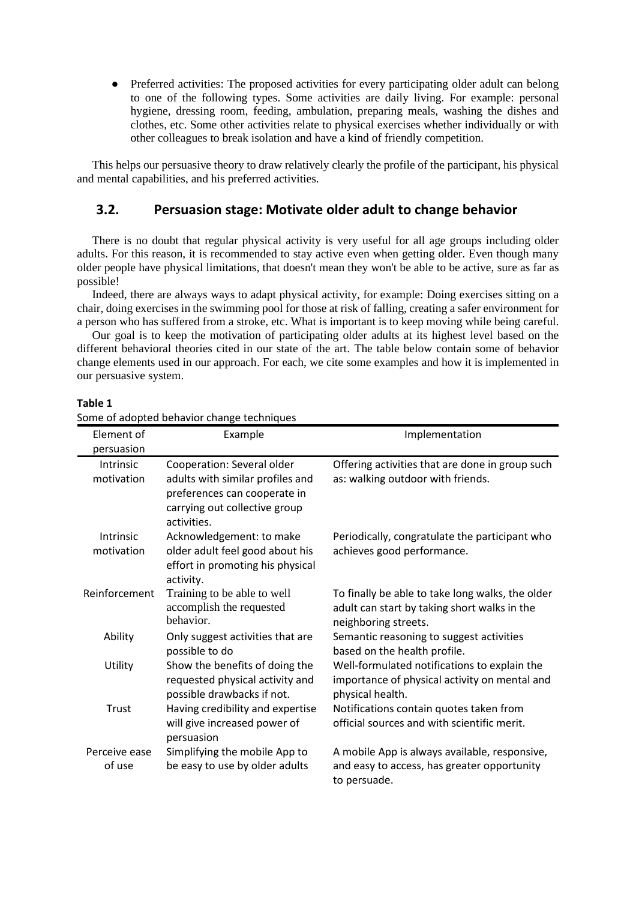- Preferred activities: The proposed activities for every participating older adult can belong to one of the following types. Some activities are daily living. For example: personal hygiene, dressing room, feeding, ambulation, preparing meals, washing the dishes and clothes, etc. Some other activities relate to physical exercises whether individually or with other colleagues to break isolation and have a kind of friendly competition.

This helps our persuasive theory to draw relatively clearly the profile of the participant, his physical and mental capabilities, and his preferred activities.

## 3.2. Persuasion stage: Motivate older adult to change behavior

There is no doubt that regular physical activity is very useful for all age groups including older adults. For this reason, it is recommended to stay active even when getting older. Even though many older people have physical limitations, that doesn't mean they won't be able to be active, sure as far as possible!

Indeed, there are always ways to adapt physical activity, for example: Doing exercises sitting on a chair, doing exercises in the swimming pool for those at risk of falling, creating a safer environment for a person who has suffered from a stroke, etc. What is important is to keep moving while being careful.

Our goal is to keep the motivation of participating older adults at its highest level based on the different behavioral theories cited in our state of the art. The table below contain some of behavior change elements used in our approach. For each, we cite some examples and how it is implemented in our persuasive system.

**Table 1**

Some of adopted behavior change techniques

| Element of persuasion | Example | Implementation |
|---|---|---|
| Intrinsic motivation | Cooperation: Several older adults with similar profiles and preferences can cooperate in carrying out collective group activities. | Offering activities that are done in group such as: walking outdoor with friends. |
| Intrinsic motivation | Acknowledgement: to make older adult feel good about his effort in promoting his physical activity. | Periodically, congratulate the participant who achieves good performance. |
| Reinforcement | Training to be able to well accomplish the requested behavior. | To finally be able to take long walks, the older adult can start by taking short walks in the neighboring streets. |
| Ability | Only suggest activities that are possible to do | Semantic reasoning to suggest activities based on the health profile. |
| Utility | Show the benefits of doing the requested physical activity and possible drawbacks if not. | Well-formulated notifications to explain the importance of physical activity on mental and physical health. |
| Trust | Having credibility and expertise will give increased power of persuasion | Notifications contain quotes taken from official sources and with scientific merit. |
| Perceive ease of use | Simplifying the mobile App to be easy to use by older adults | A mobile App is always available, responsive, and easy to access, has greater opportunity to persuade. |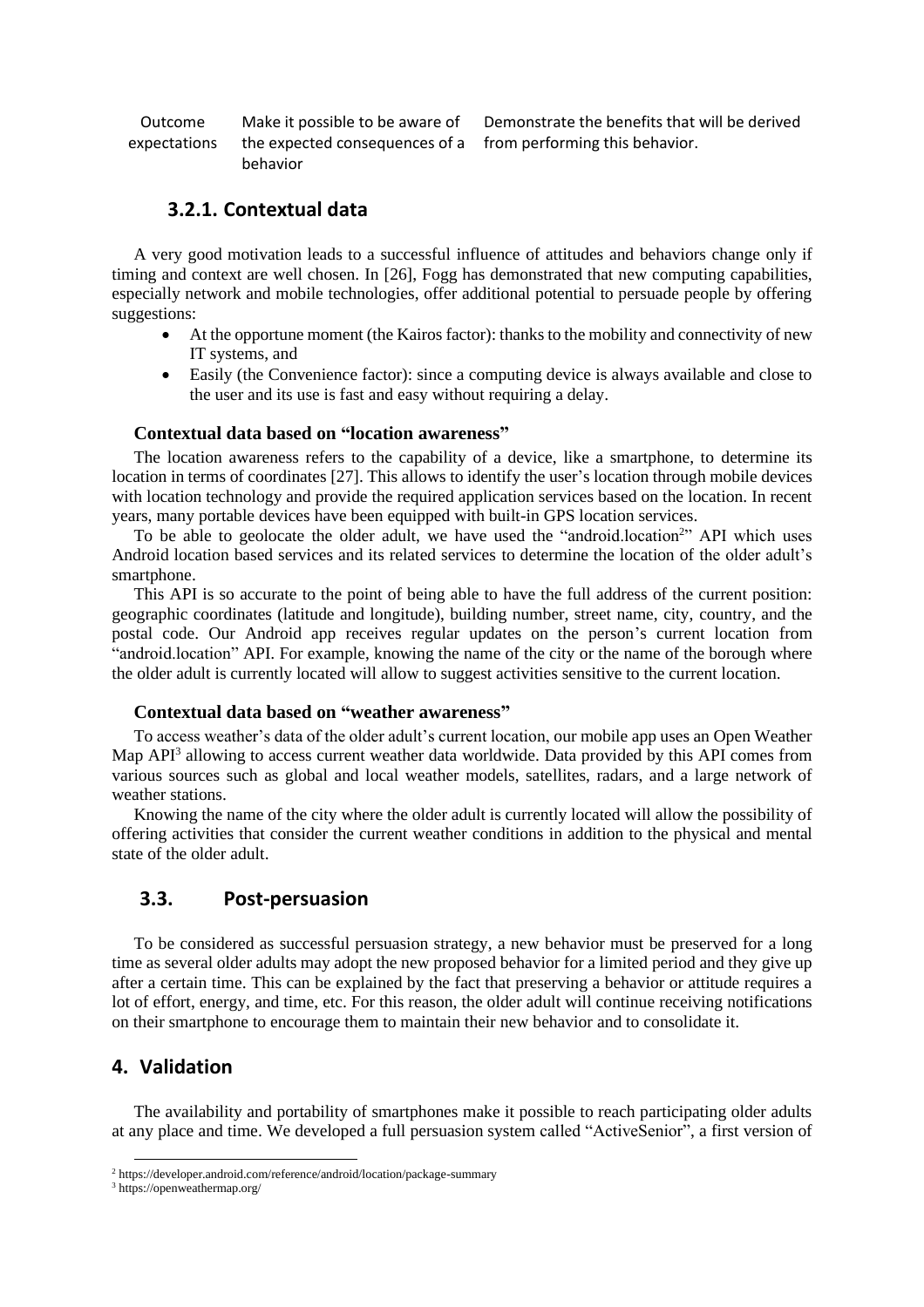| Outcome expectations | Make it possible to be aware of the expected consequences of a behavior | Demonstrate the benefits that will be derived from performing this behavior. |
|---|---|---|

### 3.2.1. Contextual data

A very good motivation leads to a successful influence of attitudes and behaviors change only if timing and context are well chosen. In [26], Fogg has demonstrated that new computing capabilities, especially network and mobile technologies, offer additional potential to persuade people by offering suggestions:

- At the opportune moment (the Kairos factor): thanks to the mobility and connectivity of new IT systems, and
- Easily (the Convenience factor): since a computing device is always available and close to the user and its use is fast and easy without requiring a delay.

**Contextual data based on "location awareness"**

The location awareness refers to the capability of a device, like a smartphone, to determine its location in terms of coordinates [27]. This allows to identify the user's location through mobile devices with location technology and provide the required application services based on the location. In recent years, many portable devices have been equipped with built-in GPS location services.

To be able to geolocate the older adult, we have used the "android.location[2]" API which uses Android location based services and its related services to determine the location of the older adult's smartphone.

This API is so accurate to the point of being able to have the full address of the current position: geographic coordinates (latitude and longitude), building number, street name, city, country, and the postal code. Our Android app receives regular updates on the person's current location from "android.location" API. For example, knowing the name of the city or the name of the borough where the older adult is currently located will allow to suggest activities sensitive to the current location.

**Contextual data based on "weather awareness"**

To access weather's data of the older adult's current location, our mobile app uses an Open Weather Map API[3] allowing to access current weather data worldwide. Data provided by this API comes from various sources such as global and local weather models, satellites, radars, and a large network of weather stations.

Knowing the name of the city where the older adult is currently located will allow the possibility of offering activities that consider the current weather conditions in addition to the physical and mental state of the older adult.

## 3.3. Post-persuasion

To be considered as successful persuasion strategy, a new behavior must be preserved for a long time as several older adults may adopt the new proposed behavior for a limited period and they give up after a certain time. This can be explained by the fact that preserving a behavior or attitude requires a lot of effort, energy, and time, etc. For this reason, the older adult will continue receiving notifications on their smartphone to encourage them to maintain their new behavior and to consolidate it.

# 4. Validation

The availability and portability of smartphones make it possible to reach participating older adults at any place and time. We developed a full persuasion system called "ActiveSenior", a first version of

[2] https://developer.android.com/reference/android/location/package-summary

[3] https://openweathermap.org/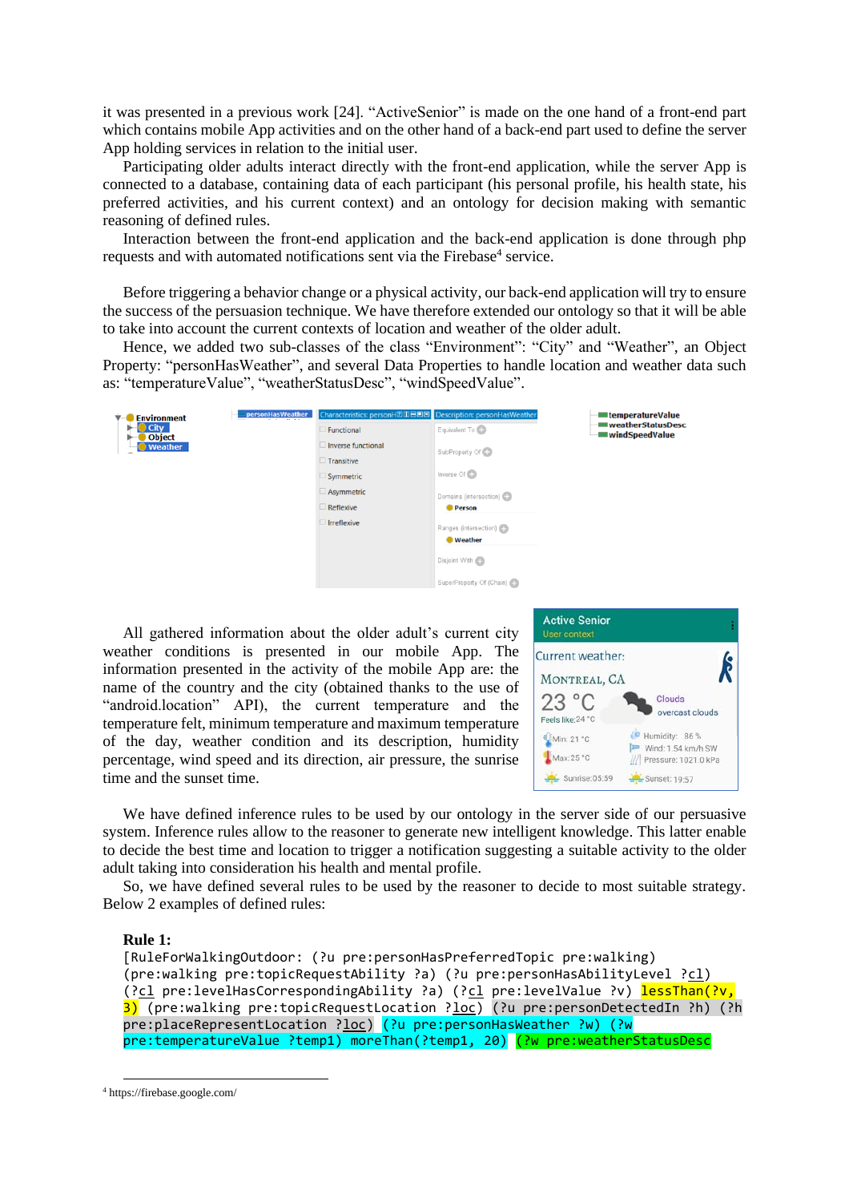it was presented in a previous work [24]. “ActiveSenior” is made on the one hand of a front-end part which contains mobile App activities and on the other hand of a back-end part used to define the server App holding services in relation to the initial user.

Participating older adults interact directly with the front-end application, while the server App is connected to a database, containing data of each participant (his personal profile, his health state, his preferred activities, and his current context) and an ontology for decision making with semantic reasoning of defined rules.

Interaction between the front-end application and the back-end application is done through php requests and with automated notifications sent via the Firebase[4] service.

Before triggering a behavior change or a physical activity, our back-end application will try to ensure the success of the persuasion technique. We have therefore extended our ontology so that it will be able to take into account the current contexts of location and weather of the older adult.

Hence, we added two sub-classes of the class “Environment”: “City” and “Weather”, an Object Property: “personHasWeather”, and several Data Properties to handle location and weather data such as: “temperatureValue”, “weatherStatusDesc”, “windSpeedValue”.

All gathered information about the older adult’s current city weather conditions is presented in our mobile App. The information presented in the activity of the mobile App are: the name of the country and the city (obtained thanks to the use of “android.location” API), the current temperature and the temperature felt, minimum temperature and maximum temperature of the day, weather condition and its description, humidity percentage, wind speed and its direction, air pressure, the sunrise time and the sunset time.

We have defined inference rules to be used by our ontology in the server side of our persuasive system. Inference rules allow to the reasoner to generate new intelligent knowledge. This latter enable to decide the best time and location to trigger a notification suggesting a suitable activity to the older adult taking into consideration his health and mental profile.

So, we have defined several rules to be used by the reasoner to decide to most suitable strategy. Below 2 examples of defined rules:

**Rule 1:**

```
[RuleForWalkingOutdoor: (?u pre:personHasPreferredTopic pre:walking)
(pre:walking pre:topicRequestAbility ?a) (?u pre:personHasAbilityLevel ?cl)
(?cl pre:levelHasCorrespondingAbility ?a) (?cl pre:levelValue ?v) lessThan(?v,
3) (pre:walking pre:topicRequestLocation ?loc) (?u pre:personDetectedIn ?h) (?h
pre:placeRepresentLocation ?loc) (?u pre:personHasWeather ?w) (?w
pre:temperatureValue ?temp1) moreThan(?temp1, 20) (?w pre:weatherStatusDesc
```

[4] https://firebase.google.com/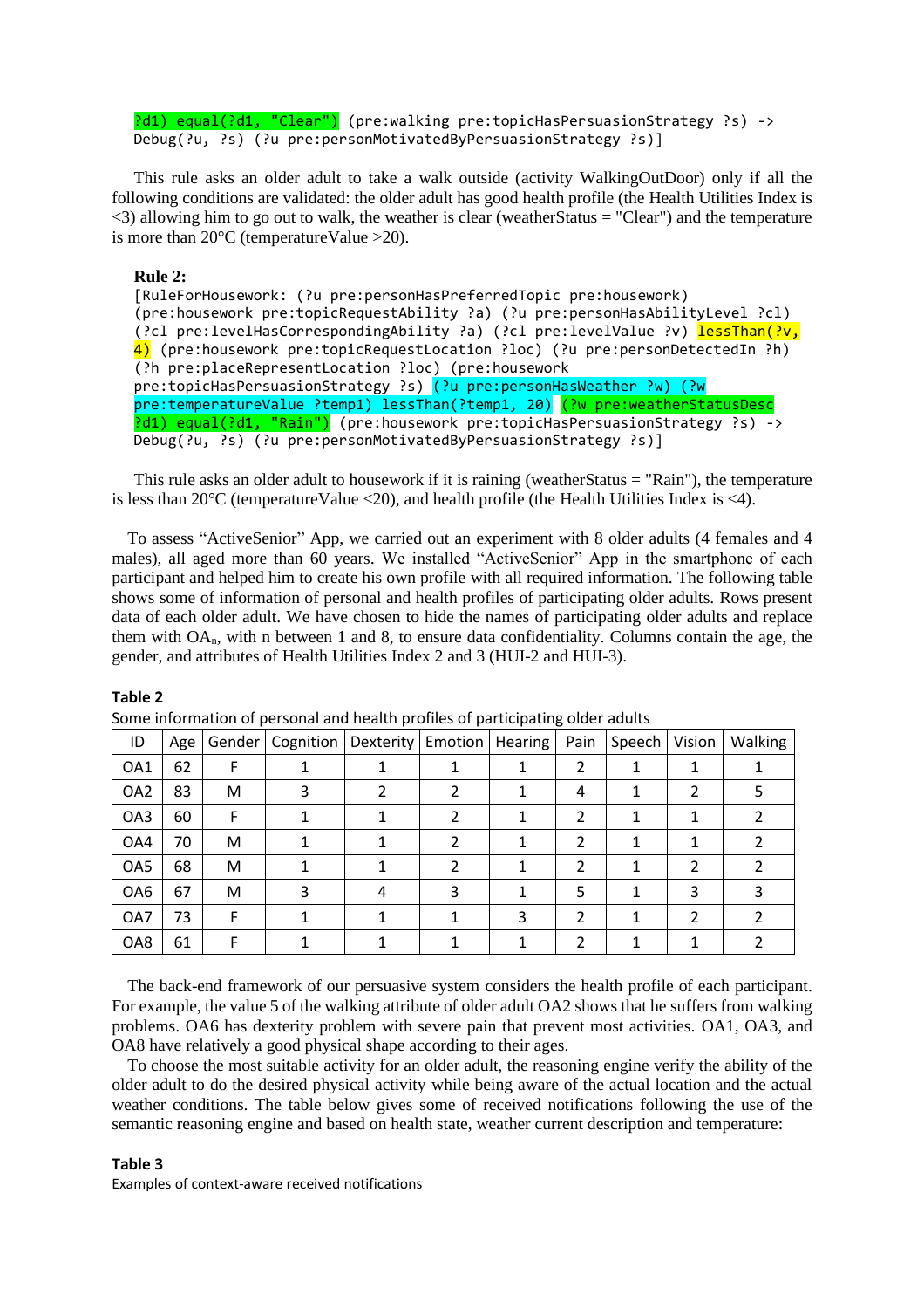```
?d1) equal(?d1, "Clear") (pre:walking pre:topicHasPersuasionStrategy ?s) ->
Debug(?u, ?s) (?u pre:personMotivatedByPersuasionStrategy ?s)]
```

This rule asks an older adult to take a walk outside (activity WalkingOutDoor) only if all the following conditions are validated: the older adult has good health profile (the Health Utilities Index is <3) allowing him to go out to walk, the weather is clear (weatherStatus = "Clear") and the temperature is more than 20°C (temperatureValue >20).

**Rule 2:**

```
[RuleForHousework: (?u pre:personHasPreferredTopic pre:housework)
(pre:housework pre:topicRequestAbility ?a) (?u pre:personHasAbilityLevel ?cl)
(?cl pre:levelHasCorrespondingAbility ?a) (?cl pre:levelValue ?v) lessThan(?v,
4) (pre:housework pre:topicRequestLocation ?loc) (?u pre:personDetectedIn ?h)
(?h pre:placeRepresentLocation ?loc) (pre:housework
pre:topicHasPersuasionStrategy ?s) (?u pre:personHasWeather ?w) (?w
pre:temperatureValue ?temp1) lessThan(?temp1, 20) (?w pre:weatherStatusDesc
?d1) equal(?d1, "Rain") (pre:housework pre:topicHasPersuasionStrategy ?s) ->
Debug(?u, ?s) (?u pre:personMotivatedByPersuasionStrategy ?s)]
```

This rule asks an older adult to housework if it is raining (weatherStatus = "Rain"), the temperature is less than 20°C (temperatureValue <20), and health profile (the Health Utilities Index is <4).

To assess "ActiveSenior" App, we carried out an experiment with 8 older adults (4 females and 4 males), all aged more than 60 years. We installed "ActiveSenior" App in the smartphone of each participant and helped him to create his own profile with all required information. The following table shows some of information of personal and health profiles of participating older adults. Rows present data of each older adult. We have chosen to hide the names of participating older adults and replace them with $OA_n$, with n between 1 and 8, to ensure data confidentiality. Columns contain the age, the gender, and attributes of Health Utilities Index 2 and 3 (HUI-2 and HUI-3).

**Table 2**

Some information of personal and health profiles of participating older adults

| ID | Age | Gender | Cognition | Dexterity | Emotion | Hearing | Pain | Speech | Vision | Walking |
|---|---|---|---|---|---|---|---|---|---|---|
| OA1 | 62 | F | 1 | 1 | 1 | 1 | 2 | 1 | 1 | 1 |
| OA2 | 83 | M | 3 | 2 | 2 | 1 | 4 | 1 | 2 | 5 |
| OA3 | 60 | F | 1 | 1 | 2 | 1 | 2 | 1 | 1 | 2 |
| OA4 | 70 | M | 1 | 1 | 2 | 1 | 2 | 1 | 1 | 2 |
| OA5 | 68 | M | 1 | 1 | 2 | 1 | 2 | 1 | 2 | 2 |
| OA6 | 67 | M | 3 | 4 | 3 | 1 | 5 | 1 | 3 | 3 |
| OA7 | 73 | F | 1 | 1 | 1 | 3 | 2 | 1 | 2 | 2 |
| OA8 | 61 | F | 1 | 1 | 1 | 1 | 2 | 1 | 1 | 2 |

The back-end framework of our persuasive system considers the health profile of each participant. For example, the value 5 of the walking attribute of older adult OA2 shows that he suffers from walking problems. OA6 has dexterity problem with severe pain that prevent most activities. OA1, OA3, and OA8 have relatively a good physical shape according to their ages.

To choose the most suitable activity for an older adult, the reasoning engine verify the ability of the older adult to do the desired physical activity while being aware of the actual location and the actual weather conditions. The table below gives some of received notifications following the use of the semantic reasoning engine and based on health state, weather current description and temperature:

**Table 3**

Examples of context-aware received notifications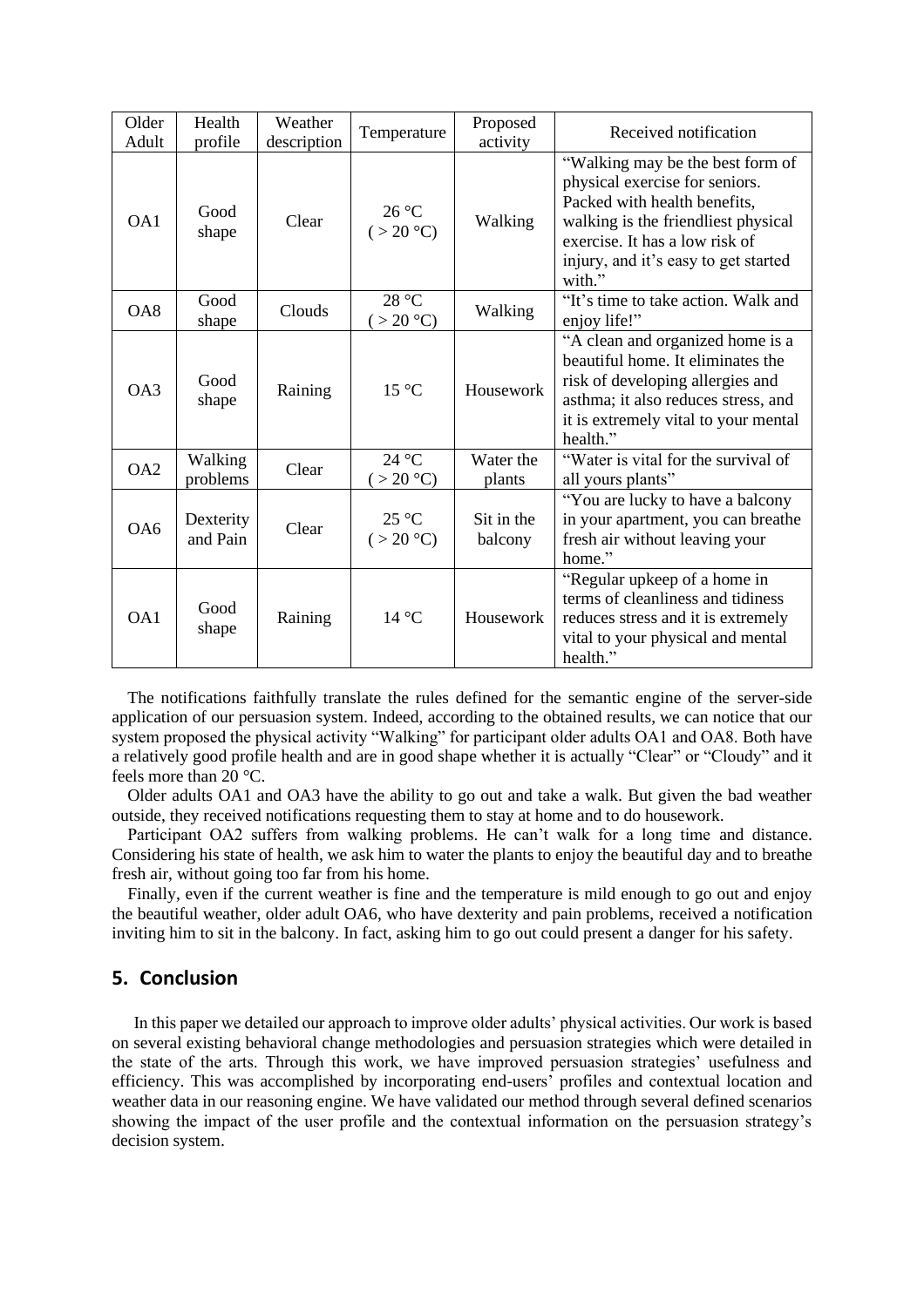| Older Adult | Health profile | Weather description | Temperature | Proposed activity | Received notification |
|---|---|---|---|---|---|
| OA1 | Good shape | Clear | 26 °C ( > 20 °C) | Walking | "Walking may be the best form of physical exercise for seniors. Packed with health benefits, walking is the friendliest physical exercise. It has a low risk of injury, and it's easy to get started with." |
| OA8 | Good shape | Clouds | 28 °C ( > 20 °C) | Walking | "It's time to take action. Walk and enjoy life!" |
| OA3 | Good shape | Raining | 15 °C | Housework | "A clean and organized home is a beautiful home. It eliminates the risk of developing allergies and asthma; it also reduces stress, and it is extremely vital to your mental health." |
| OA2 | Walking problems | Clear | 24 °C ( > 20 °C) | Water the plants | "Water is vital for the survival of all yours plants" |
| OA6 | Dexterity and Pain | Clear | 25 °C ( > 20 °C) | Sit in the balcony | "You are lucky to have a balcony in your apartment, you can breathe fresh air without leaving your home." |
| OA1 | Good shape | Raining | 14 °C | Housework | "Regular upkeep of a home in terms of cleanliness and tidiness reduces stress and it is extremely vital to your physical and mental health." |

The notifications faithfully translate the rules defined for the semantic engine of the server-side application of our persuasion system. Indeed, according to the obtained results, we can notice that our system proposed the physical activity "Walking" for participant older adults OA1 and OA8. Both have a relatively good profile health and are in good shape whether it is actually "Clear" or "Cloudy" and it feels more than 20 °C.

Older adults OA1 and OA3 have the ability to go out and take a walk. But given the bad weather outside, they received notifications requesting them to stay at home and to do housework.

Participant OA2 suffers from walking problems. He can't walk for a long time and distance. Considering his state of health, we ask him to water the plants to enjoy the beautiful day and to breathe fresh air, without going too far from his home.

Finally, even if the current weather is fine and the temperature is mild enough to go out and enjoy the beautiful weather, older adult OA6, who have dexterity and pain problems, received a notification inviting him to sit in the balcony. In fact, asking him to go out could present a danger for his safety.

## 5. Conclusion

In this paper we detailed our approach to improve older adults' physical activities. Our work is based on several existing behavioral change methodologies and persuasion strategies which were detailed in the state of the arts. Through this work, we have improved persuasion strategies' usefulness and efficiency. This was accomplished by incorporating end-users' profiles and contextual location and weather data in our reasoning engine. We have validated our method through several defined scenarios showing the impact of the user profile and the contextual information on the persuasion strategy's decision system.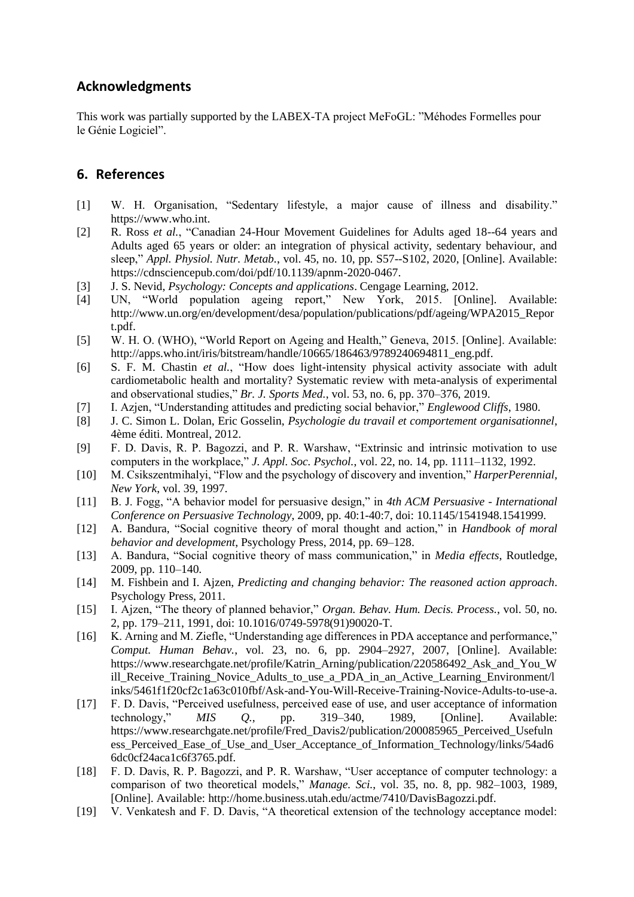## Acknowledgments

This work was partially supported by the LABEX-TA project MeFoGL: "Méhodes Formelles pour le Génie Logiciel".

## 6. References

[1] W. H. Organisation, "Sedentary lifestyle, a major cause of illness and disability." https://www.who.int.

[2] R. Ross *et al.*, "Canadian 24-Hour Movement Guidelines for Adults aged 18--64 years and Adults aged 65 years or older: an integration of physical activity, sedentary behaviour, and sleep," *Appl. Physiol. Nutr. Metab.*, vol. 45, no. 10, pp. S57--S102, 2020, [Online]. Available: https://cdnsciencepub.com/doi/pdf/10.1139/apnm-2020-0467.

[3] J. S. Nevid, *Psychology: Concepts and applications*. Cengage Learning, 2012.

[4] UN, "World population ageing report," New York, 2015. [Online]. Available: http://www.un.org/en/development/desa/population/publications/pdf/ageing/WPA2015_Report.pdf.

[5] W. H. O. (WHO), "World Report on Ageing and Health," Geneva, 2015. [Online]. Available: http://apps.who.int/iris/bitstream/handle/10665/186463/9789240694811_eng.pdf.

[6] S. F. M. Chastin *et al.*, "How does light-intensity physical activity associate with adult cardiometabolic health and mortality? Systematic review with meta-analysis of experimental and observational studies," *Br. J. Sports Med.*, vol. 53, no. 6, pp. 370–376, 2019.

[7] I. Azjen, "Understanding attitudes and predicting social behavior," *Englewood Cliffs*, 1980.

[8] J. C. Simon L. Dolan, Eric Gosselin, *Psychologie du travail et comportement organisationnel*, 4ème éditi. Montreal, 2012.

[9] F. D. Davis, R. P. Bagozzi, and P. R. Warshaw, "Extrinsic and intrinsic motivation to use computers in the workplace," *J. Appl. Soc. Psychol.*, vol. 22, no. 14, pp. 1111–1132, 1992.

[10] M. Csikszentmihalyi, "Flow and the psychology of discovery and invention," *HarperPerennial, New York*, vol. 39, 1997.

[11] B. J. Fogg, "A behavior model for persuasive design," in *4th ACM Persuasive - International Conference on Persuasive Technology*, 2009, pp. 40:1-40:7, doi: 10.1145/1541948.1541999.

[12] A. Bandura, "Social cognitive theory of moral thought and action," in *Handbook of moral behavior and development*, Psychology Press, 2014, pp. 69–128.

[13] A. Bandura, "Social cognitive theory of mass communication," in *Media effects*, Routledge, 2009, pp. 110–140.

[14] M. Fishbein and I. Ajzen, *Predicting and changing behavior: The reasoned action approach*. Psychology Press, 2011.

[15] I. Ajzen, "The theory of planned behavior," *Organ. Behav. Hum. Decis. Process.*, vol. 50, no. 2, pp. 179–211, 1991, doi: 10.1016/0749-5978(91)90020-T.

[16] K. Arning and M. Ziefle, "Understanding age differences in PDA acceptance and performance," *Comput. Human Behav.*, vol. 23, no. 6, pp. 2904–2927, 2007, [Online]. Available: https://www.researchgate.net/profile/Katrin_Arning/publication/220586492_Ask_and_You_Will_Receive_Training_Novice_Adults_to_use_a_PDA_in_an_Active_Learning_Environment/links/5461f1f20cf2c1a63c010fbf/Ask-and-You-Will-Receive-Training-Novice-Adults-to-use-a.

[17] F. D. Davis, "Perceived usefulness, perceived ease of use, and user acceptance of information technology," *MIS Q.*, pp. 319–340, 1989, [Online]. Available: https://www.researchgate.net/profile/Fred_Davis2/publication/200085965_Perceived_Usefulness_Perceived_Ease_of_Use_and_User_Acceptance_of_Information_Technology/links/54ad66dc0cf24aca1c6f3765.pdf.

[18] F. D. Davis, R. P. Bagozzi, and P. R. Warshaw, "User acceptance of computer technology: a comparison of two theoretical models," *Manage. Sci.*, vol. 35, no. 8, pp. 982–1003, 1989, [Online]. Available: http://home.business.utah.edu/actme/7410/DavisBagozzi.pdf.

[19] V. Venkatesh and F. D. Davis, "A theoretical extension of the technology acceptance model: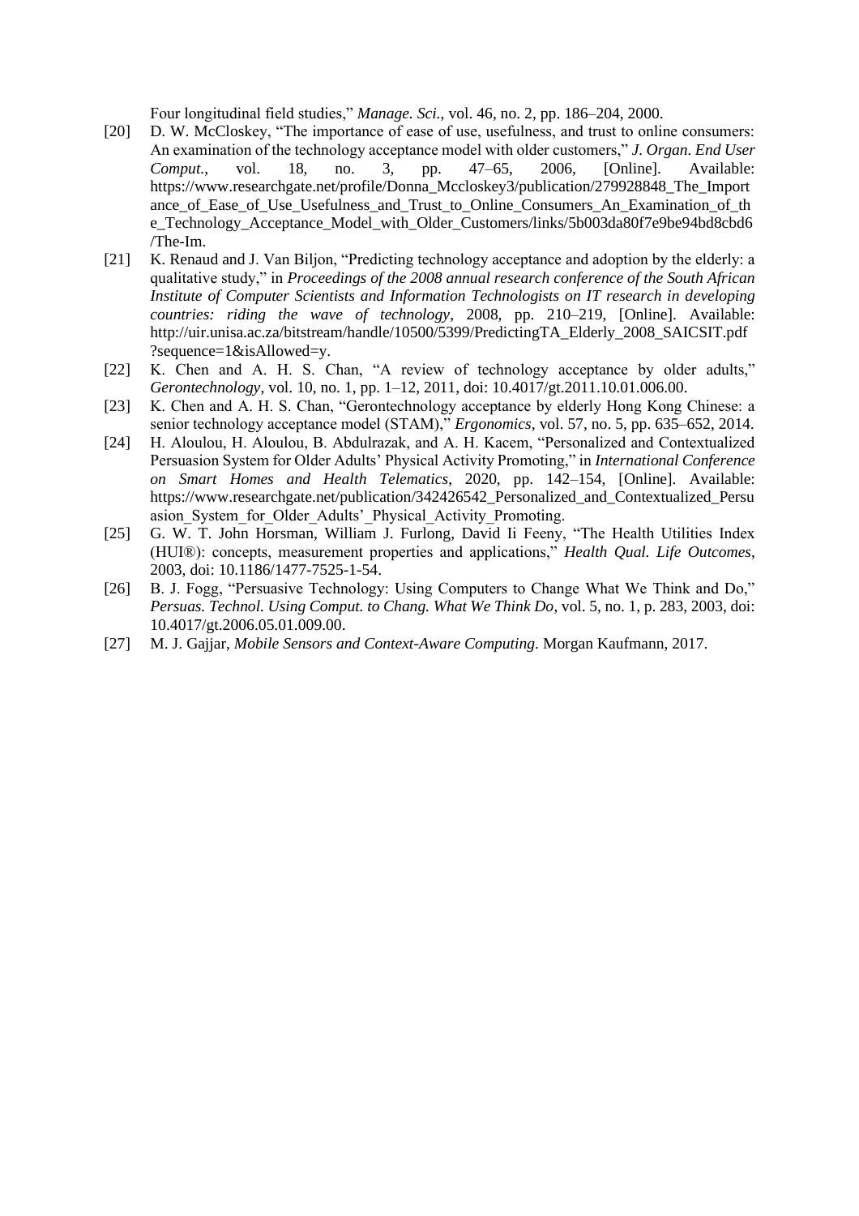Four longitudinal field studies," *Manage. Sci.*, vol. 46, no. 2, pp. 186–204, 2000.

[20] D. W. McCloskey, "The importance of ease of use, usefulness, and trust to online consumers: An examination of the technology acceptance model with older customers," *J. Organ. End User Comput.*, vol. 18, no. 3, pp. 47–65, 2006, [Online]. Available: https://www.researchgate.net/profile/Donna_Mccloskey3/publication/279928848_The_Importance_of_Ease_of_Use_Usefulness_and_Trust_to_Online_Consumers_An_Examination_of_the_Technology_Acceptance_Model_with_Older_Customers/links/5b003da80f7e9be94bd8cbd6/The-Im.

[21] K. Renaud and J. Van Biljon, "Predicting technology acceptance and adoption by the elderly: a qualitative study," in *Proceedings of the 2008 annual research conference of the South African Institute of Computer Scientists and Information Technologists on IT research in developing countries: riding the wave of technology*, 2008, pp. 210–219, [Online]. Available: http://uir.unisa.ac.za/bitstream/handle/10500/5399/PredictingTA_Elderly_2008_SAICSIT.pdf?sequence=1&isAllowed=y.

[22] K. Chen and A. H. S. Chan, "A review of technology acceptance by older adults," *Gerontechnology*, vol. 10, no. 1, pp. 1–12, 2011, doi: 10.4017/gt.2011.10.01.006.00.

[23] K. Chen and A. H. S. Chan, "Gerontechnology acceptance by elderly Hong Kong Chinese: a senior technology acceptance model (STAM)," *Ergonomics*, vol. 57, no. 5, pp. 635–652, 2014.

[24] H. Aloulou, H. Aloulou, B. Abdulrazak, and A. H. Kacem, "Personalized and Contextualized Persuasion System for Older Adults' Physical Activity Promoting," in *International Conference on Smart Homes and Health Telematics*, 2020, pp. 142–154, [Online]. Available: https://www.researchgate.net/publication/342426542_Personalized_and_Contextualized_Persuasion_System_for_Older_Adults'_Physical_Activity_Promoting.

[25] G. W. T. John Horsman, William J. Furlong, David Ii Feeny, "The Health Utilities Index (HUI®): concepts, measurement properties and applications," *Health Qual. Life Outcomes*, 2003, doi: 10.1186/1477-7525-1-54.

[26] B. J. Fogg, "Persuasive Technology: Using Computers to Change What We Think and Do," *Persuas. Technol. Using Comput. to Chang. What We Think Do*, vol. 5, no. 1, p. 283, 2003, doi: 10.4017/gt.2006.05.01.009.00.

[27] M. J. Gajjar, *Mobile Sensors and Context-Aware Computing*. Morgan Kaufmann, 2017.